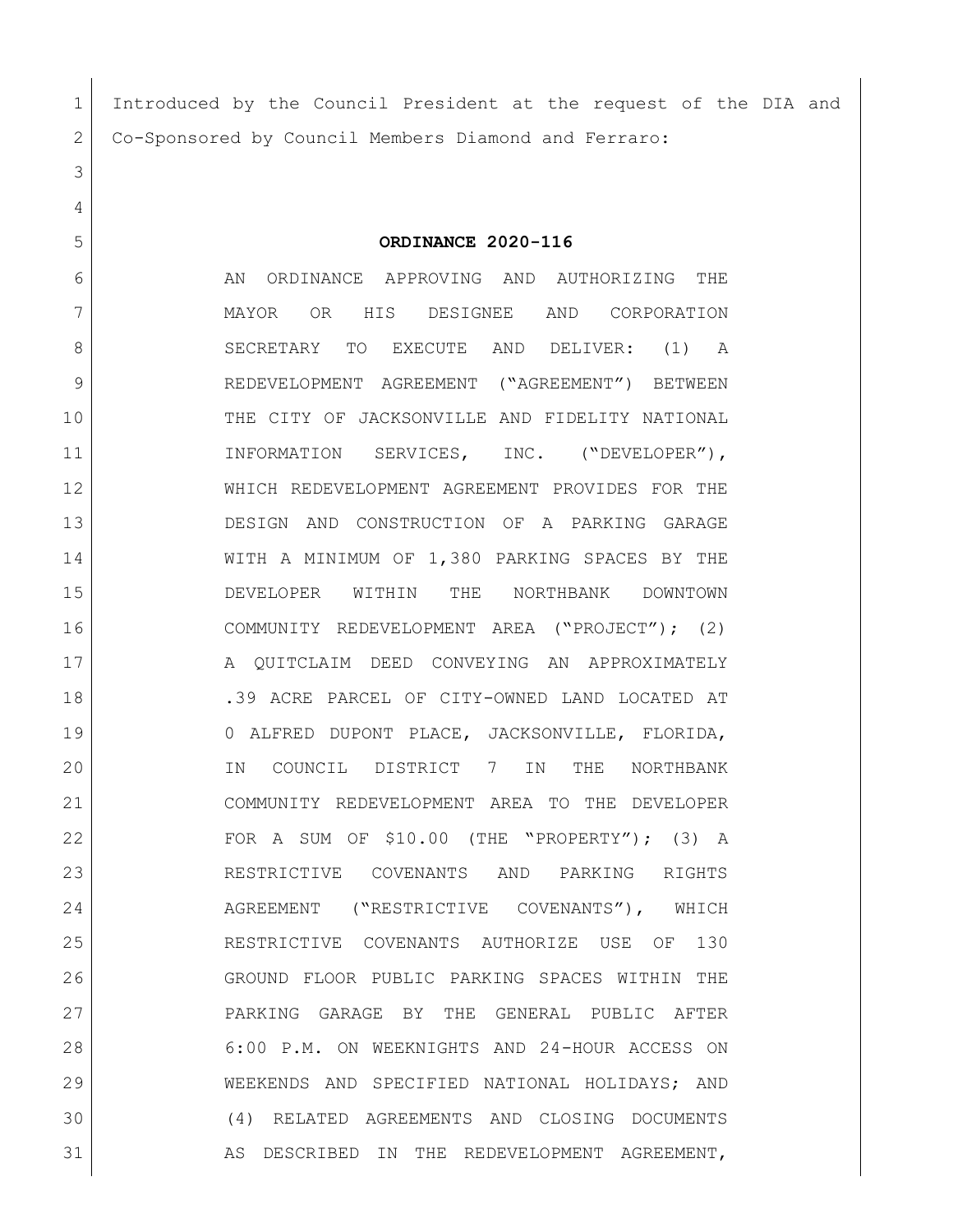Introduced by the Council President at the request of the DIA and Co-Sponsored by Council Members Diamond and Ferraro:

**ORDINANCE 2020-116**

AN ORDINANCE APPROVING AND AUTHORIZING THE MAYOR OR HIS DESIGNEE AND CORPORATION SECRETARY TO EXECUTE AND DELIVER: (1) A REDEVELOPMENT AGREEMENT ("AGREEMENT") BETWEEN THE CITY OF JACKSONVILLE AND FIDELITY NATIONAL INFORMATION SERVICES, INC. ("DEVELOPER"), WHICH REDEVELOPMENT AGREEMENT PROVIDES FOR THE DESIGN AND CONSTRUCTION OF A PARKING GARAGE WITH A MINIMUM OF 1,380 PARKING SPACES BY THE DEVELOPER WITHIN THE NORTHBANK DOWNTOWN COMMUNITY REDEVELOPMENT AREA ("PROJECT"); (2) A QUITCLAIM DEED CONVEYING AN APPROXIMATELY .39 ACRE PARCEL OF CITY-OWNED LAND LOCATED AT 0 ALFRED DUPONT PLACE, JACKSONVILLE, FLORIDA, IN COUNCIL DISTRICT 7 IN THE NORTHBANK COMMUNITY REDEVELOPMENT AREA TO THE DEVELOPER FOR A SUM OF $10.00 (THE "PROPERTY"); (3) A RESTRICTIVE COVENANTS AND PARKING RIGHTS AGREEMENT ("RESTRICTIVE COVENANTS"), WHICH RESTRICTIVE COVENANTS AUTHORIZE USE OF 130 GROUND FLOOR PUBLIC PARKING SPACES WITHIN THE PARKING GARAGE BY THE GENERAL PUBLIC AFTER 6:00 P.M. ON WEEKNIGHTS AND 24-HOUR ACCESS ON WEEKENDS AND SPECIFIED NATIONAL HOLIDAYS; AND (4) RELATED AGREEMENTS AND CLOSING DOCUMENTS AS DESCRIBED IN THE REDEVELOPMENT AGREEMENT,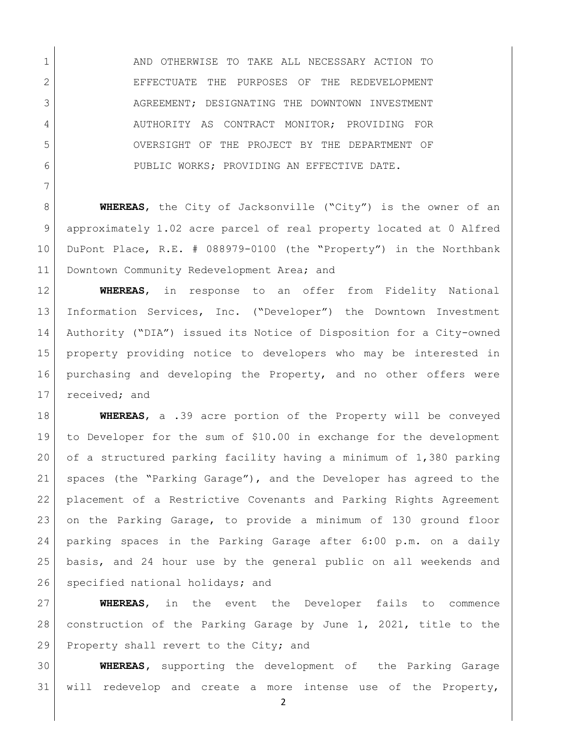AND OTHERWISE TO TAKE ALL NECESSARY ACTION TO EFFECTUATE THE PURPOSES OF THE REDEVELOPMENT AGREEMENT; DESIGNATING THE DOWNTOWN INVESTMENT AUTHORITY AS CONTRACT MONITOR; PROVIDING FOR OVERSIGHT OF THE PROJECT BY THE DEPARTMENT OF PUBLIC WORKS; PROVIDING AN EFFECTIVE DATE.

**WHEREAS**, the City of Jacksonville ("City") is the owner of an approximately 1.02 acre parcel of real property located at 0 Alfred DuPont Place, R.E. # 088979-0100 (the "Property") in the Northbank Downtown Community Redevelopment Area; and

**WHEREAS**, in response to an offer from Fidelity National Information Services, Inc. ("Developer") the Downtown Investment Authority ("DIA") issued its Notice of Disposition for a City-owned property providing notice to developers who may be interested in purchasing and developing the Property, and no other offers were received; and

**WHEREAS**, a .39 acre portion of the Property will be conveyed to Developer for the sum of $10.00 in exchange for the development of a structured parking facility having a minimum of 1,380 parking spaces (the "Parking Garage"), and the Developer has agreed to the placement of a Restrictive Covenants and Parking Rights Agreement on the Parking Garage, to provide a minimum of 130 ground floor parking spaces in the Parking Garage after 6:00 p.m. on a daily basis, and 24 hour use by the general public on all weekends and specified national holidays; and

**WHEREAS**, in the event the Developer fails to commence construction of the Parking Garage by June 1, 2021, title to the Property shall revert to the City; and

**WHEREAS**, supporting the development of the Parking Garage will redevelop and create a more intense use of the Property,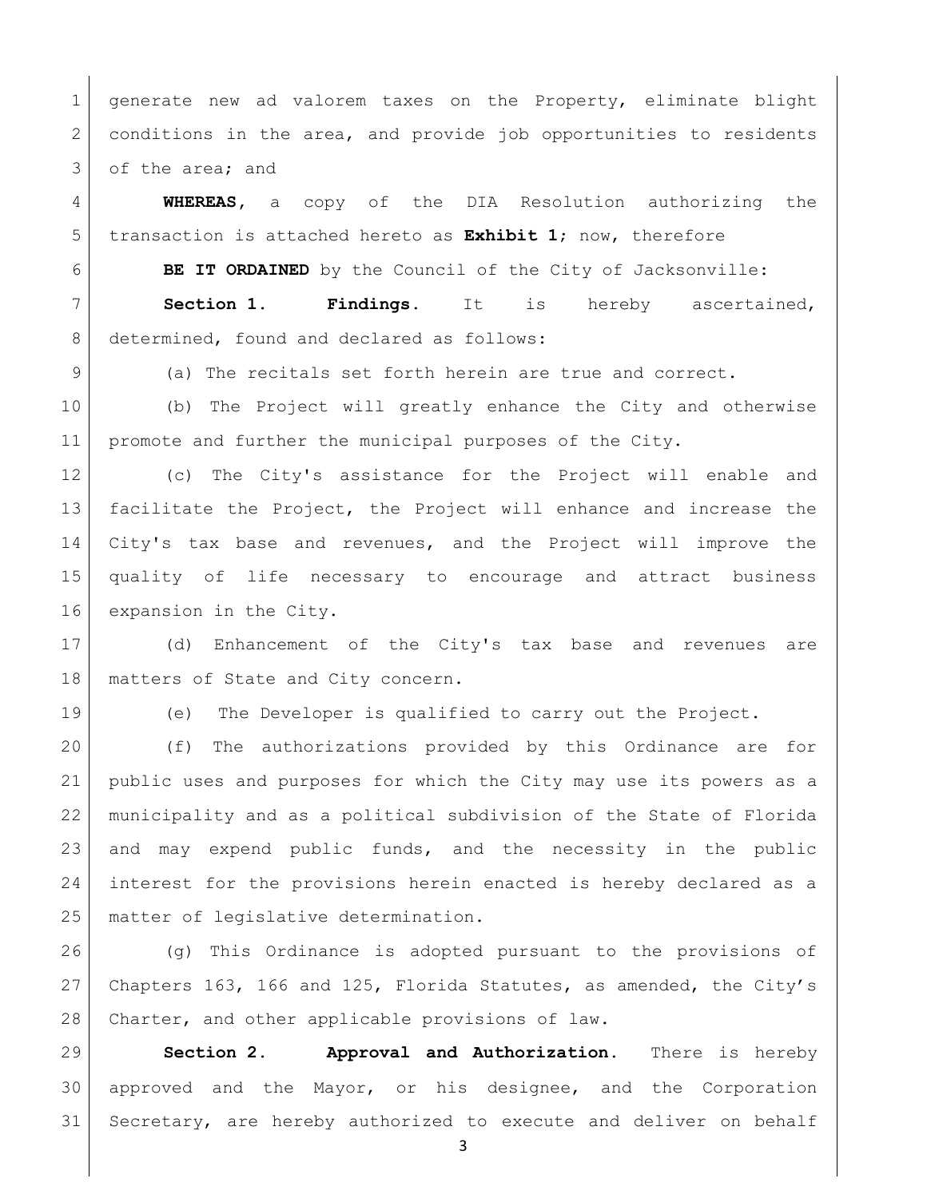generate new ad valorem taxes on the Property, eliminate blight conditions in the area, and provide job opportunities to residents of the area; and

**WHEREAS**, a copy of the DIA Resolution authorizing the transaction is attached hereto as **Exhibit 1**; now, therefore

**BE IT ORDAINED** by the Council of the City of Jacksonville:

**Section 1. Findings.** It is hereby ascertained, determined, found and declared as follows:

(a) The recitals set forth herein are true and correct.

(b) The Project will greatly enhance the City and otherwise promote and further the municipal purposes of the City.

(c) The City's assistance for the Project will enable and facilitate the Project, the Project will enhance and increase the City's tax base and revenues, and the Project will improve the quality of life necessary to encourage and attract business expansion in the City.

(d) Enhancement of the City's tax base and revenues are matters of State and City concern.

(e) The Developer is qualified to carry out the Project.

(f) The authorizations provided by this Ordinance are for public uses and purposes for which the City may use its powers as a municipality and as a political subdivision of the State of Florida and may expend public funds, and the necessity in the public interest for the provisions herein enacted is hereby declared as a matter of legislative determination.

(g) This Ordinance is adopted pursuant to the provisions of Chapters 163, 166 and 125, Florida Statutes, as amended, the City's Charter, and other applicable provisions of law.

**Section 2. Approval and Authorization.** There is hereby approved and the Mayor, or his designee, and the Corporation Secretary, are hereby authorized to execute and deliver on behalf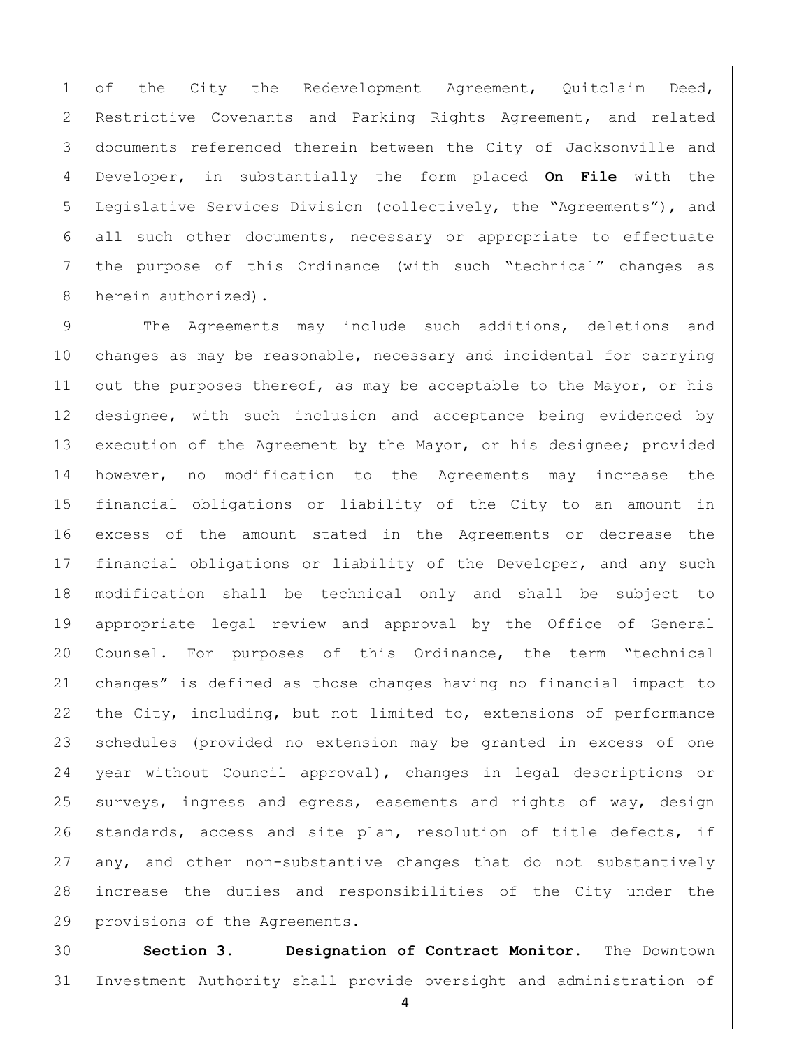of the City the Redevelopment Agreement, Quitclaim Deed, Restrictive Covenants and Parking Rights Agreement, and related documents referenced therein between the City of Jacksonville and Developer, in substantially the form placed **On File** with the Legislative Services Division (collectively, the "Agreements"), and all such other documents, necessary or appropriate to effectuate the purpose of this Ordinance (with such "technical" changes as herein authorized).

The Agreements may include such additions, deletions and changes as may be reasonable, necessary and incidental for carrying out the purposes thereof, as may be acceptable to the Mayor, or his designee, with such inclusion and acceptance being evidenced by execution of the Agreement by the Mayor, or his designee; provided however, no modification to the Agreements may increase the financial obligations or liability of the City to an amount in excess of the amount stated in the Agreements or decrease the financial obligations or liability of the Developer, and any such modification shall be technical only and shall be subject to appropriate legal review and approval by the Office of General Counsel. For purposes of this Ordinance, the term "technical changes" is defined as those changes having no financial impact to the City, including, but not limited to, extensions of performance schedules (provided no extension may be granted in excess of one year without Council approval), changes in legal descriptions or surveys, ingress and egress, easements and rights of way, design standards, access and site plan, resolution of title defects, if any, and other non-substantive changes that do not substantively increase the duties and responsibilities of the City under the provisions of the Agreements.

**Section 3. Designation of Contract Monitor.** The Downtown Investment Authority shall provide oversight and administration of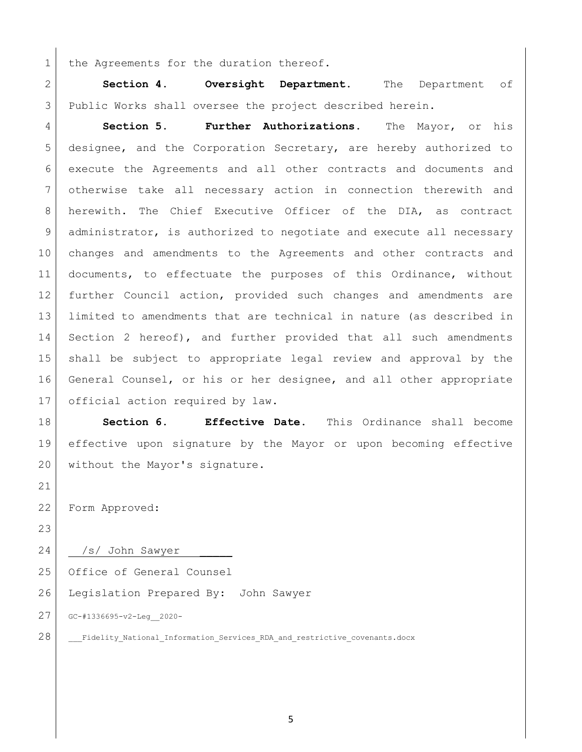the Agreements for the duration thereof.

**Section 4. Oversight Department.** The Department of Public Works shall oversee the project described herein.

**Section 5. Further Authorizations.** The Mayor, or his designee, and the Corporation Secretary, are hereby authorized to execute the Agreements and all other contracts and documents and otherwise take all necessary action in connection therewith and herewith. The Chief Executive Officer of the DIA, as contract administrator, is authorized to negotiate and execute all necessary changes and amendments to the Agreements and other contracts and documents, to effectuate the purposes of this Ordinance, without further Council action, provided such changes and amendments are limited to amendments that are technical in nature (as described in Section 2 hereof), and further provided that all such amendments shall be subject to appropriate legal review and approval by the General Counsel, or his or her designee, and all other appropriate official action required by law.

**Section 6. Effective Date.** This Ordinance shall become effective upon signature by the Mayor or upon becoming effective without the Mayor's signature.

Form Approved:

/s/ John Sawyer

Office of General Counsel

Legislation Prepared By: John Sawyer

GC-#1336695-v2-Leg__2020-

___Fidelity_National_Information_Services_RDA_and_restrictive_covenants.docx